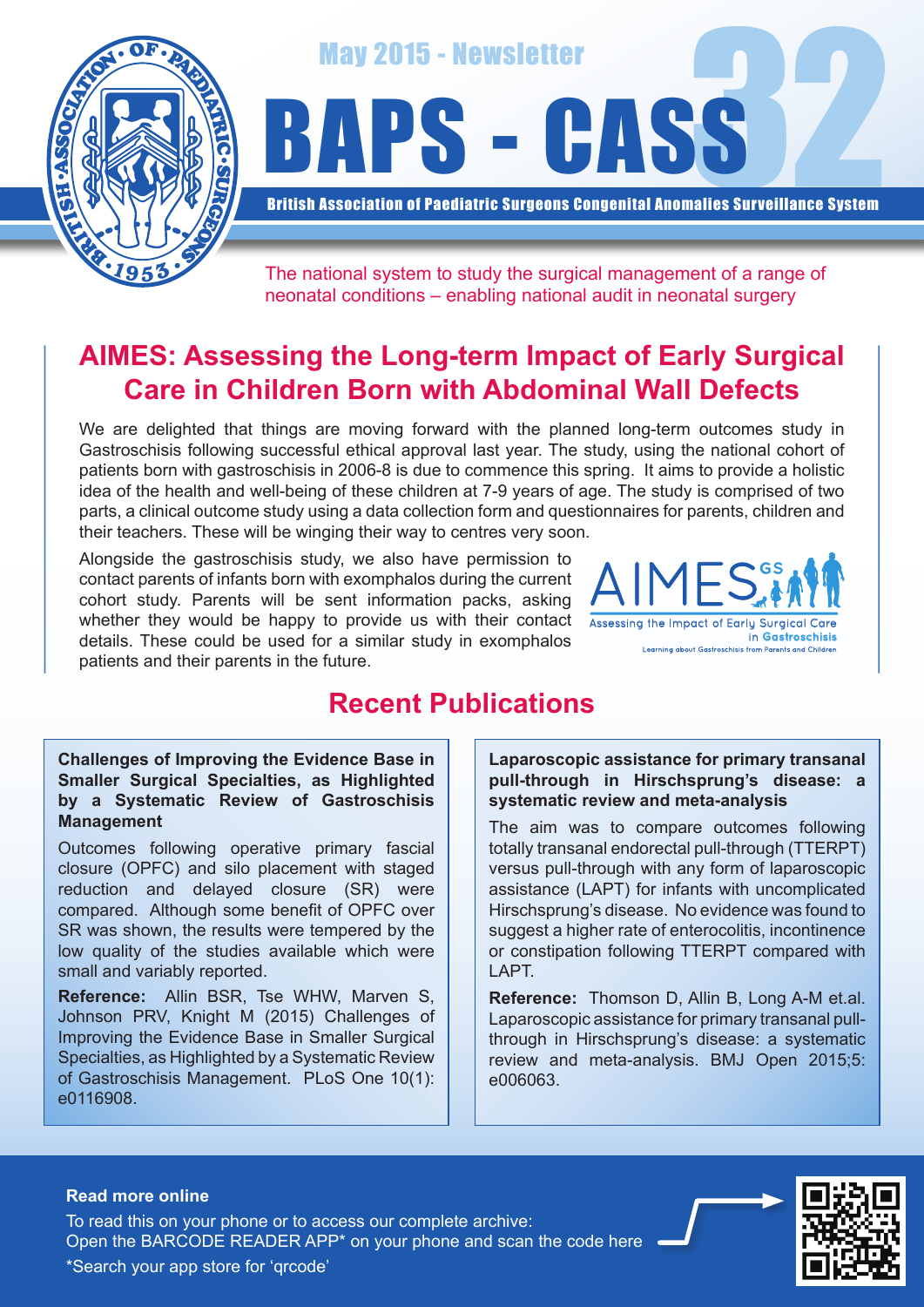May 2015 - Newsletter

# BAPS - CASS 32

**British Association of Paediatric Surgeons Congenital Anomalies Surveillance System**

The national system to study the surgical management of a range of neonatal conditions – enabling national audit in neonatal surgery

## AIMES: Assessing the Long-term Impact of Early Surgical Care in Children Born with Abdominal Wall Defects

We are delighted that things are moving forward with the planned long-term outcomes study in Gastroschisis following successful ethical approval last year. The study, using the national cohort of patients born with gastroschisis in 2006-8 is due to commence this spring. It aims to provide a holistic idea of the health and well-being of these children at 7-9 years of age. The study is comprised of two parts, a clinical outcome study using a data collection form and questionnaires for parents, children and their teachers. These will be winging their way to centres very soon.

Alongside the gastroschisis study, we also have permission to contact parents of infants born with exomphalos during the current cohort study. Parents will be sent information packs, asking whether they would be happy to provide us with their contact details. These could be used for a similar study in exomphalos patients and their parents in the future.

AIMES GS – Assessing the Impact of Early Surgical Care in Gastroschisis – Learning about Gastroschisis from Parents and Children

## Recent Publications

### Challenges of Improving the Evidence Base in Smaller Surgical Specialties, as Highlighted by a Systematic Review of Gastroschisis Management

Outcomes following operative primary fascial closure (OPFC) and silo placement with staged reduction and delayed closure (SR) were compared. Although some benefit of OPFC over SR was shown, the results were tempered by the low quality of the studies available which were small and variably reported.

**Reference:** Allin BSR, Tse WHW, Marven S, Johnson PRV, Knight M (2015) Challenges of Improving the Evidence Base in Smaller Surgical Specialties, as Highlighted by a Systematic Review of Gastroschisis Management. PLoS One 10(1): e0116908.

### Laparoscopic assistance for primary transanal pull-through in Hirschsprung's disease: a systematic review and meta-analysis

The aim was to compare outcomes following totally transanal endorectal pull-through (TTERPT) versus pull-through with any form of laparoscopic assistance (LAPT) for infants with uncomplicated Hirschsprung's disease. No evidence was found to suggest a higher rate of enterocolitis, incontinence or constipation following TTERPT compared with LAPT.

**Reference:** Thomson D, Allin B, Long A-M et.al. Laparoscopic assistance for primary transanal pull-through in Hirschsprung's disease: a systematic review and meta-analysis. BMJ Open 2015;5: e006063.

**Read more online**

To read this on your phone or to access our complete archive:
Open the BARCODE READER APP* on your phone and scan the code here

*Search your app store for 'qrcode'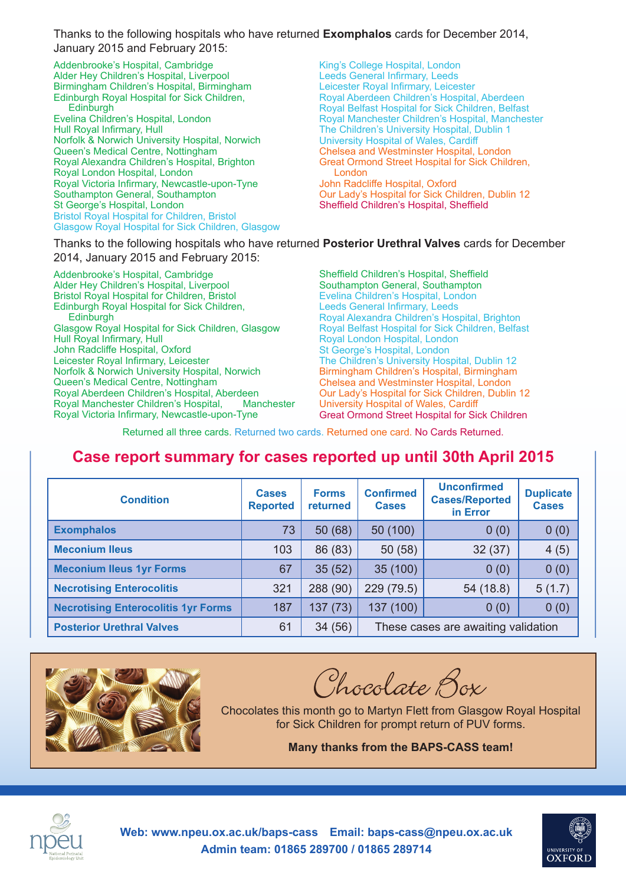Thanks to the following hospitals who have returned **Exomphalos** cards for December 2014, January 2015 and February 2015:

Addenbrooke's Hospital, Cambridge
Alder Hey Children's Hospital, Liverpool
Birmingham Children's Hospital, Birmingham
Edinburgh Royal Hospital for Sick Children, Edinburgh
Evelina Children's Hospital, London
Hull Royal Infirmary, Hull
Norfolk & Norwich University Hospital, Norwich
Queen's Medical Centre, Nottingham
Royal Alexandra Children's Hospital, Brighton
Royal London Hospital, London
Royal Victoria Infirmary, Newcastle-upon-Tyne
Southampton General, Southampton
St George's Hospital, London
Bristol Royal Hospital for Children, Bristol
Glasgow Royal Hospital for Sick Children, Glasgow
King's College Hospital, London
Leeds General Infirmary, Leeds
Leicester Royal Infirmary, Leicester
Royal Aberdeen Children's Hospital, Aberdeen
Royal Belfast Hospital for Sick Children, Belfast
Royal Manchester Children's Hospital, Manchester
The Children's University Hospital, Dublin 1
University Hospital of Wales, Cardiff
Chelsea and Westminster Hospital, London
Great Ormond Street Hospital for Sick Children, London
John Radcliffe Hospital, Oxford
Our Lady's Hospital for Sick Children, Dublin 12
Sheffield Children's Hospital, Sheffield

Thanks to the following hospitals who have returned **Posterior Urethral Valves** cards for December 2014, January 2015 and February 2015:

Addenbrooke's Hospital, Cambridge
Alder Hey Children's Hospital, Liverpool
Bristol Royal Hospital for Children, Bristol
Edinburgh Royal Hospital for Sick Children, Edinburgh
Glasgow Royal Hospital for Sick Children, Glasgow
Hull Royal Infirmary, Hull
John Radcliffe Hospital, Oxford
Leicester Royal Infirmary, Leicester
Norfolk & Norwich University Hospital, Norwich
Queen's Medical Centre, Nottingham
Royal Aberdeen Children's Hospital, Aberdeen
Royal Manchester Children's Hospital, Manchester
Royal Victoria Infirmary, Newcastle-upon-Tyne
Sheffield Children's Hospital, Sheffield
Southampton General, Southampton
Evelina Children's Hospital, London
Leeds General Infirmary, Leeds
Royal Alexandra Children's Hospital, Brighton
Royal Belfast Hospital for Sick Children, Belfast
Royal London Hospital, London
St George's Hospital, London
The Children's University Hospital, Dublin 12
Birmingham Children's Hospital, Birmingham
Chelsea and Westminster Hospital, London
Our Lady's Hospital for Sick Children, Dublin 12
University Hospital of Wales, Cardiff
Great Ormond Street Hospital for Sick Children

Returned all three cards. Returned two cards. Returned one card. No Cards Returned.

## Case report summary for cases reported up until 30th April 2015

| Condition | Cases Reported | Forms returned | Confirmed Cases | Unconfirmed Cases/Reported in Error | Duplicate Cases |
|---|---|---|---|---|---|
| Exomphalos | 73 | 50 (68) | 50 (100) | 0 (0) | 0 (0) |
| Meconium Ileus | 103 | 86 (83) | 50 (58) | 32 (37) | 4 (5) |
| Meconium Ileus 1yr Forms | 67 | 35 (52) | 35 (100) | 0 (0) | 0 (0) |
| Necrotising Enterocolitis | 321 | 288 (90) | 229 (79.5) | 54 (18.8) | 5 (1.7) |
| Necrotising Enterocolitis 1yr Forms | 187 | 137 (73) | 137 (100) | 0 (0) | 0 (0) |
| Posterior Urethral Valves | 61 | 34 (56) | These cases are awaiting validation | | |

## Chocolate Box

Chocolates this month go to Martyn Flett from Glasgow Royal Hospital for Sick Children for prompt return of PUV forms.

**Many thanks from the BAPS-CASS team!**

**Web: www.npeu.ox.ac.uk/baps-cass Email: baps-cass@npeu.ox.ac.uk**
**Admin team: 01865 289700 / 01865 289714**